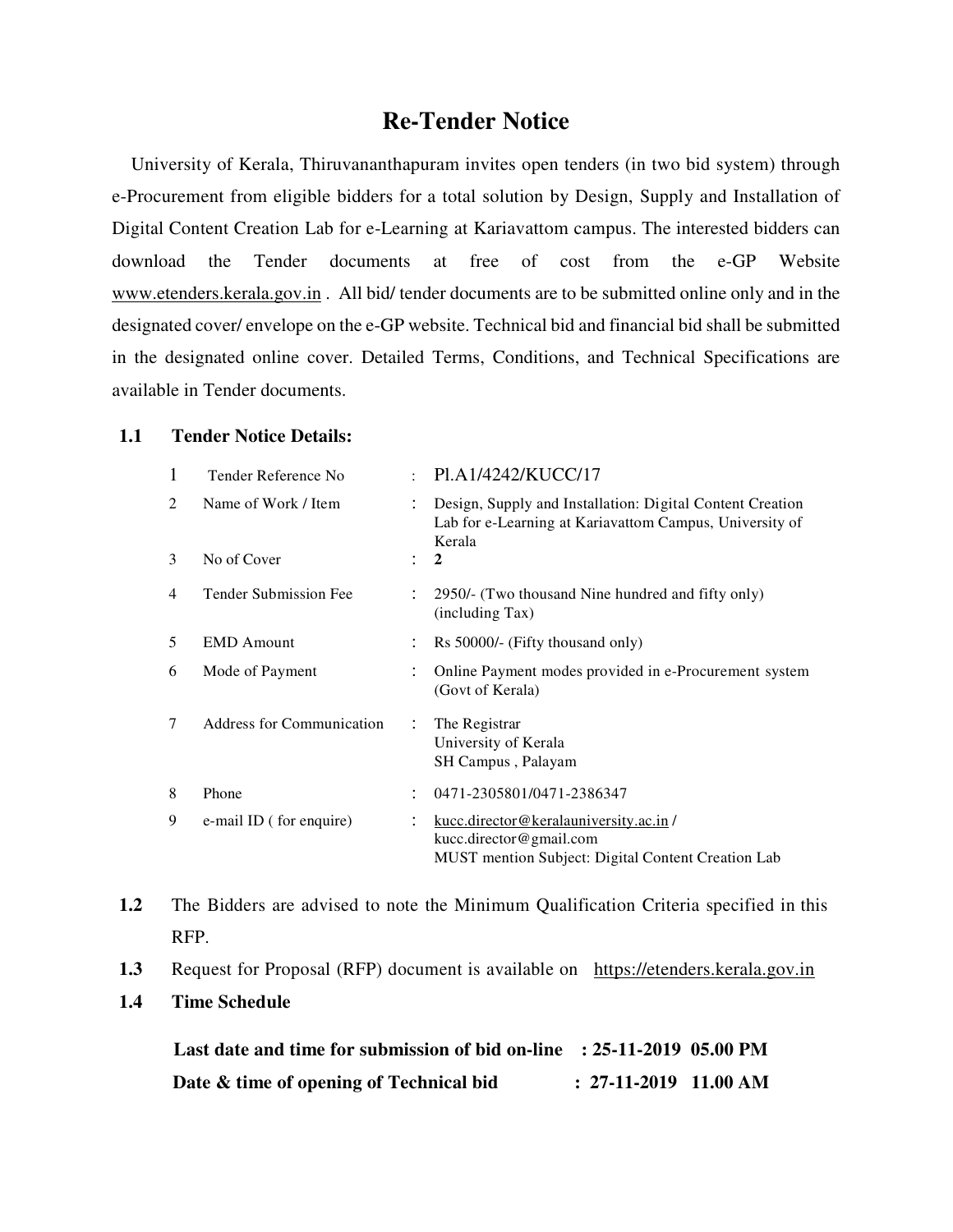# Re-Tender Notice

University of Kerala, Thiruvananthapuram invites open tenders (in two bid system) through e-Procurement from eligible bidders for a total solution by Design, Supply and Installation of Digital Content Creation Lab for e-Learning at Kariavattom campus. The interested bidders can download the Tender documents at free of cost from the e-GP Website www.etenders.kerala.gov.in . All bid/ tender documents are to be submitted online only and in the designated cover/ envelope on the e-GP website. Technical bid and financial bid shall be submitted in the designated online cover. Detailed Terms, Conditions, and Technical Specifications are available in Tender documents.

## 1.1 Tender Notice Details:

| | | | |
|---|---|---|---|
| 1 | Tender Reference No | : | Pl.A1/4242/KUCC/17 |
| 2 | Name of Work / Item | : | Design, Supply and Installation: Digital Content Creation Lab for e-Learning at Kariavattom Campus, University of Kerala |
| 3 | No of Cover | : | **2** |
| 4 | Tender Submission Fee | : | 2950/- (Two thousand Nine hundred and fifty only) (including Tax) |
| 5 | EMD Amount | : | Rs 50000/- (Fifty thousand only) |
| 6 | Mode of Payment | : | Online Payment modes provided in e-Procurement system (Govt of Kerala) |
| 7 | Address for Communication | : | The Registrar<br>University of Kerala<br>SH Campus , Palayam |
| 8 | Phone | : | 0471-2305801/0471-2386347 |
| 9 | e-mail ID ( for enquire) | : | kucc.director@keralauniversity.ac.in /<br>kucc.director@gmail.com<br>MUST mention Subject: Digital Content Creation Lab |

**1.2** The Bidders are advised to note the Minimum Qualification Criteria specified in this RFP.

**1.3** Request for Proposal (RFP) document is available on https://etenders.kerala.gov.in

**1.4 Time Schedule**

**Last date and time for submission of bid on-line : 25-11-2019 05.00 PM**

**Date & time of opening of Technical bid : 27-11-2019 11.00 AM**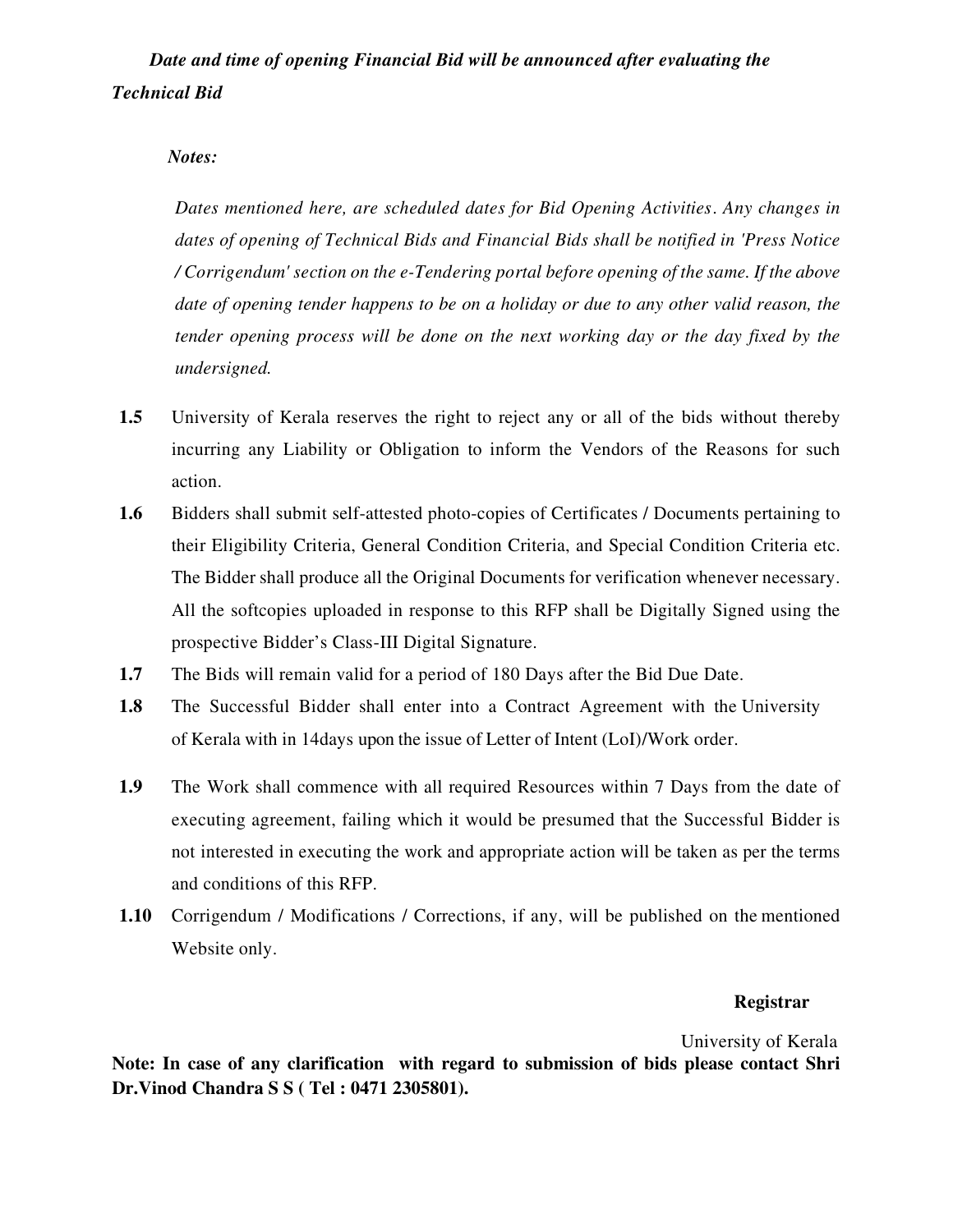***Date and time of opening Financial Bid will be announced after evaluating the Technical Bid***

***Notes:***

*Dates mentioned here, are scheduled dates for Bid Opening Activities. Any changes in dates of opening of Technical Bids and Financial Bids shall be notified in 'Press Notice / Corrigendum' section on the e-Tendering portal before opening of the same. If the above date of opening tender happens to be on a holiday or due to any other valid reason, the tender opening process will be done on the next working day or the day fixed by the undersigned.*

**1.5** University of Kerala reserves the right to reject any or all of the bids without thereby incurring any Liability or Obligation to inform the Vendors of the Reasons for such action.

**1.6** Bidders shall submit self-attested photo-copies of Certificates / Documents pertaining to their Eligibility Criteria, General Condition Criteria, and Special Condition Criteria etc. The Bidder shall produce all the Original Documents for verification whenever necessary. All the softcopies uploaded in response to this RFP shall be Digitally Signed using the prospective Bidder's Class-III Digital Signature.

**1.7** The Bids will remain valid for a period of 180 Days after the Bid Due Date.

**1.8** The Successful Bidder shall enter into a Contract Agreement with the University of Kerala with in 14days upon the issue of Letter of Intent (LoI)/Work order.

**1.9** The Work shall commence with all required Resources within 7 Days from the date of executing agreement, failing which it would be presumed that the Successful Bidder is not interested in executing the work and appropriate action will be taken as per the terms and conditions of this RFP.

**1.10** Corrigendum / Modifications / Corrections, if any, will be published on the mentioned Website only.

**Registrar**

University of Kerala

**Note: In case of any clarification with regard to submission of bids please contact Shri Dr.Vinod Chandra S S ( Tel : 0471 2305801).**